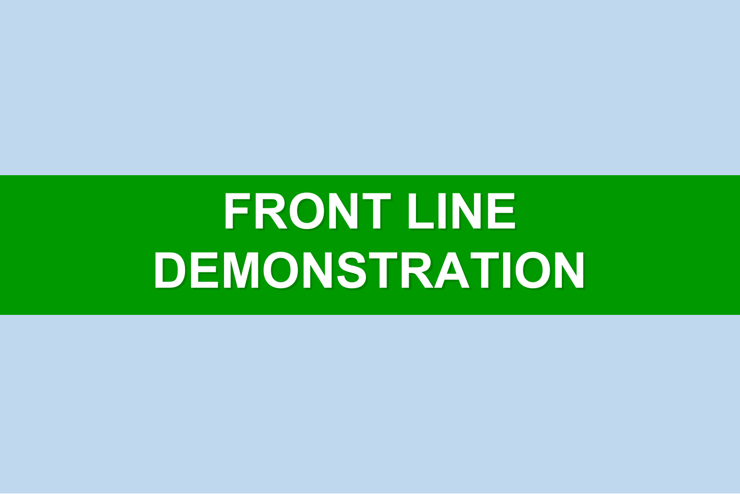# FRONT LINE DEMONSTRATION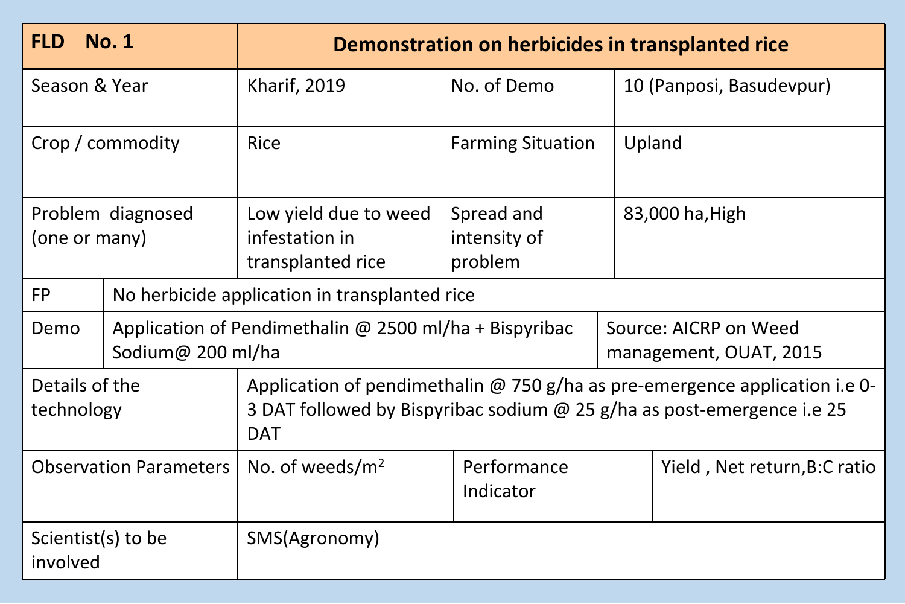| FLD No. 1 | Demonstration on herbicides in transplanted rice | | |
|---|---|---|---|
| Season & Year | Kharif, 2019 | No. of Demo | 10 (Panposi, Basudevpur) |
| Crop / commodity | Rice | Farming Situation | Upland |
| Problem diagnosed (one or many) | Low yield due to weed infestation in transplanted rice | Spread and intensity of problem | 83,000 ha,High |
| FP | No herbicide application in transplanted rice | | |
| Demo | Application of Pendimethalin @ 2500 ml/ha + Bispyribac Sodium@ 200 ml/ha | Source: AICRP on Weed management, OUAT, 2015 | |
| Details of the technology | Application of pendimethalin @ 750 g/ha as pre-emergence application i.e 0-3 DAT followed by Bispyribac sodium @ 25 g/ha as post-emergence i.e 25 DAT | | |
| Observation Parameters | No. of weeds/$m^2$ | Performance Indicator | Yield , Net return,B:C ratio |
| Scientist(s) to be involved | SMS(Agronomy) | | |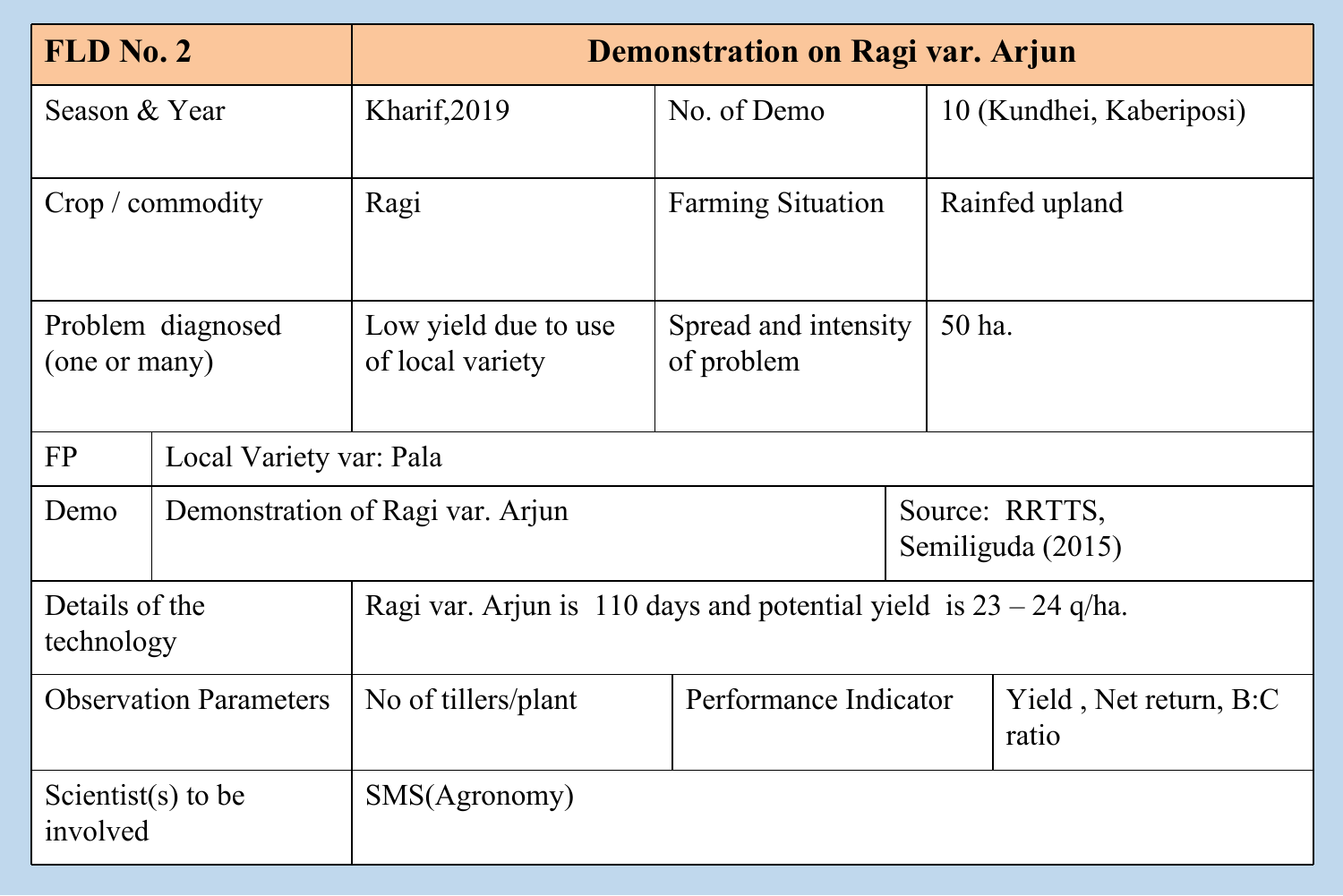| FLD No. 2 | Demonstration on Ragi var. Arjun | | |
|---|---|---|---|
| Season & Year | Kharif,2019 | No. of Demo | 10 (Kundhei, Kaberiposi) |
| Crop / commodity | Ragi | Farming Situation | Rainfed upland |
| Problem diagnosed (one or many) | Low yield due to use of local variety | Spread and intensity of problem | 50 ha. |
| FP | Local Variety var: Pala | | |
| Demo | Demonstration of Ragi var. Arjun | | Source: RRTTS, Semiliguda (2015) |
| Details of the technology | Ragi var. Arjun is 110 days and potential yield is 23 – 24 q/ha. | | |
| Observation Parameters | No of tillers/plant | Performance Indicator | Yield , Net return, B:C ratio |
| Scientist(s) to be involved | SMS(Agronomy) | | |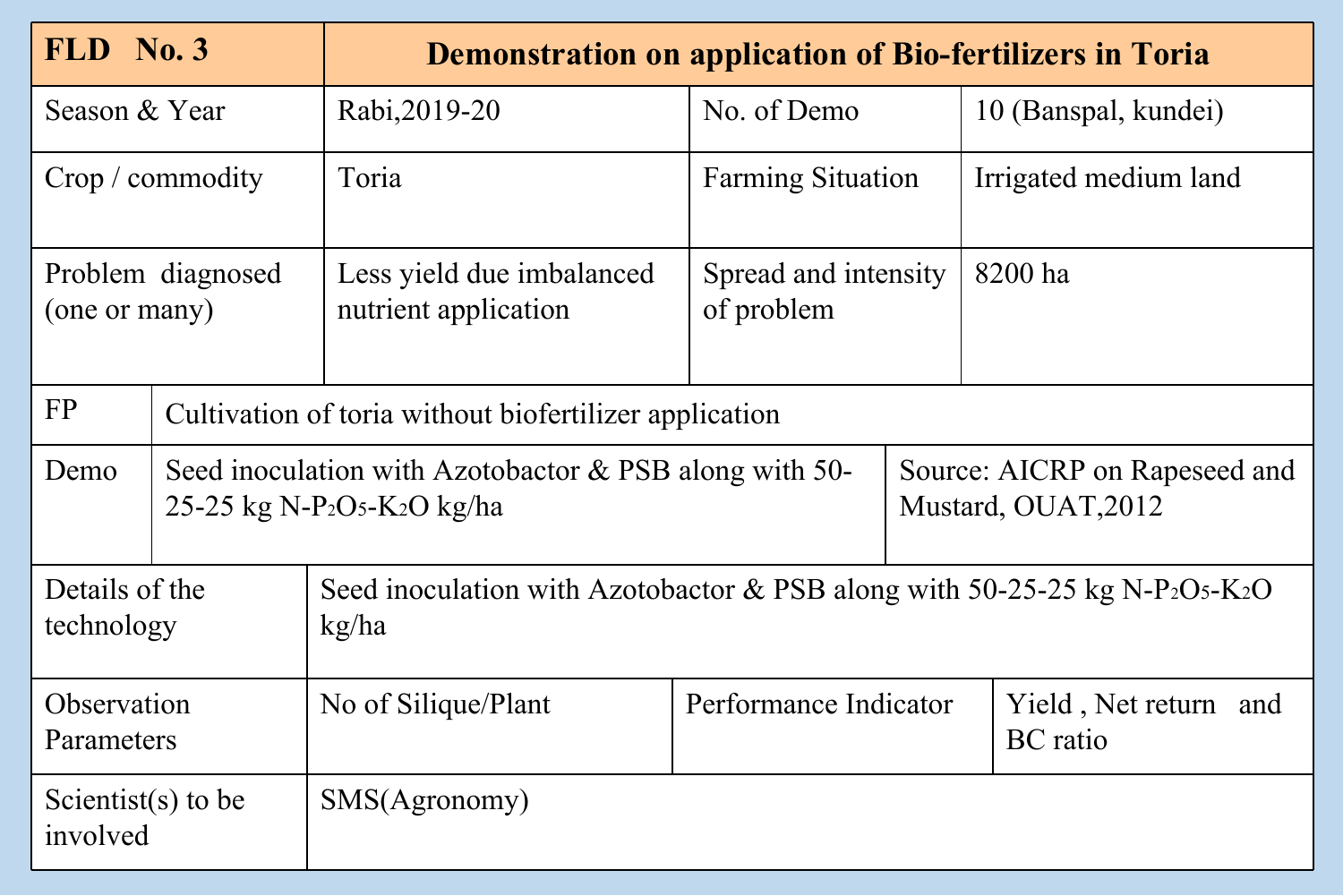| **FLD No. 3** | **Demonstration on application of Bio-fertilizers in Toria** | | |
|---|---|---|---|
| Season & Year | Rabi,2019-20 | No. of Demo | 10 (Banspal, kundei) |
| Crop / commodity | Toria | Farming Situation | Irrigated medium land |
| Problem diagnosed (one or many) | Less yield due imbalanced nutrient application | Spread and intensity of problem | 8200 ha |
| FP | Cultivation of toria without biofertilizer application | | |
| Demo | Seed inoculation with Azotobacter & PSB along with 50-25-25 kg N-$P_2O_5$-$K_2O$ kg/ha | Source: AICRP on Rapeseed and Mustard, OUAT,2012 | |
| Details of the technology | Seed inoculation with Azotobacter & PSB along with 50-25-25 kg N-$P_2O_5$-$K_2O$ kg/ha | | |
| Observation Parameters | No of Silique/Plant | Performance Indicator | Yield , Net return and BC ratio |
| Scientist(s) to be involved | SMS(Agronomy) | | |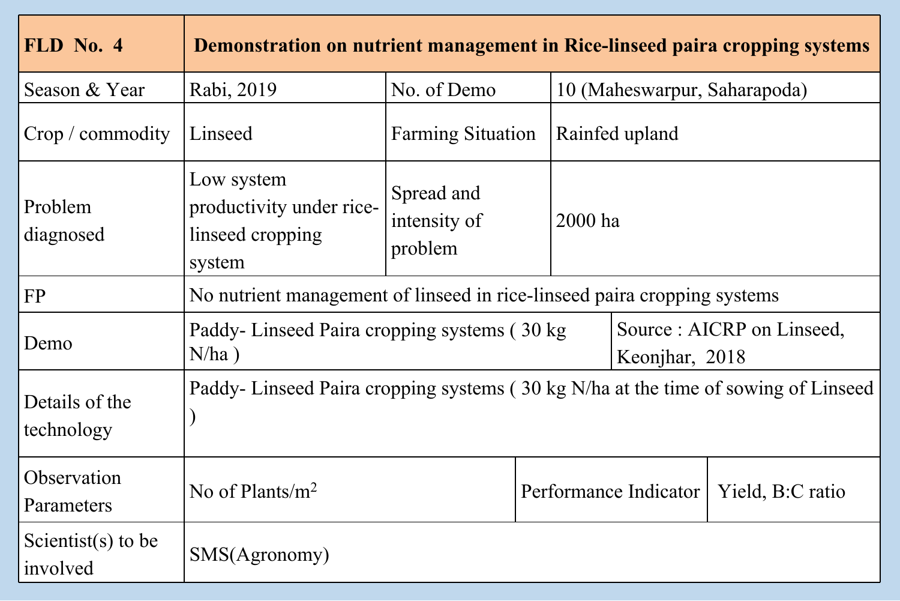| FLD No. 4 | Demonstration on nutrient management in Rice-linseed paira cropping systems | | |
|---|---|---|---|
| Season & Year | Rabi, 2019 | No. of Demo | 10 (Maheswarpur, Saharapoda) |
| Crop / commodity | Linseed | Farming Situation | Rainfed upland |
| Problem diagnosed | Low system productivity under rice-linseed cropping system | Spread and intensity of problem | 2000 ha |
| FP | No nutrient management of linseed in rice-linseed paira cropping systems | | |
| Demo | Paddy- Linseed Paira cropping systems ( 30 kg N/ha ) | | Source : AICRP on Linseed, Keonjhar, 2018 |
| Details of the technology | Paddy- Linseed Paira cropping systems ( 30 kg N/ha at the time of sowing of Linseed ) | | |
| Observation Parameters | No of Plants/$m^2$ | Performance Indicator | Yield, B:C ratio |
| Scientist(s) to be involved | SMS(Agronomy) | | |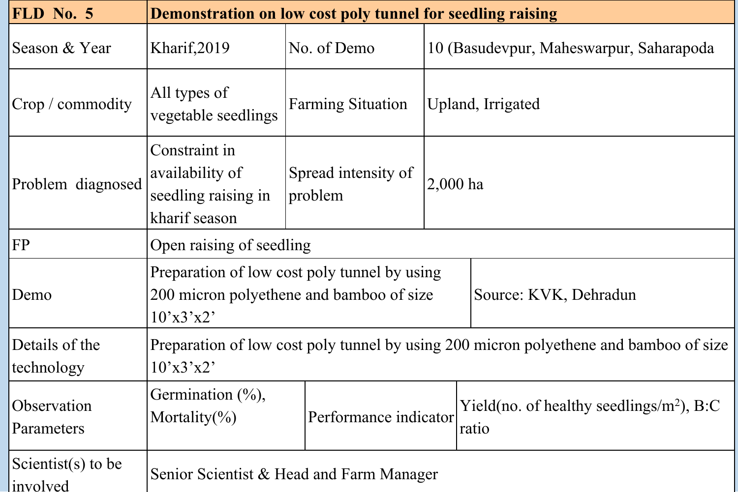| FLD No. 5 | Demonstration on low cost poly tunnel for seedling raising | | |
|---|---|---|---|
| Season & Year | Kharif,2019 | No. of Demo | 10 (Basudevpur, Maheswarpur, Saharapoda |
| Crop / commodity | All types of vegetable seedlings | Farming Situation | Upland, Irrigated |
| Problem diagnosed | Constraint in availability of seedling raising in kharif season | Spread intensity of problem | 2,000 ha |
| FP | Open raising of seedling | | |
| Demo | Preparation of low cost poly tunnel by using 200 micron polyethene and bamboo of size 10'x3'x2' | | Source: KVK, Dehradun |
| Details of the technology | Preparation of low cost poly tunnel by using 200 micron polyethene and bamboo of size 10'x3'x2' | | |
| Observation Parameters | Germination (%), Mortality(%) | Performance indicator | Yield(no. of healthy seedlings/m$^2$), B:C ratio |
| Scientist(s) to be involved | Senior Scientist & Head and Farm Manager | | |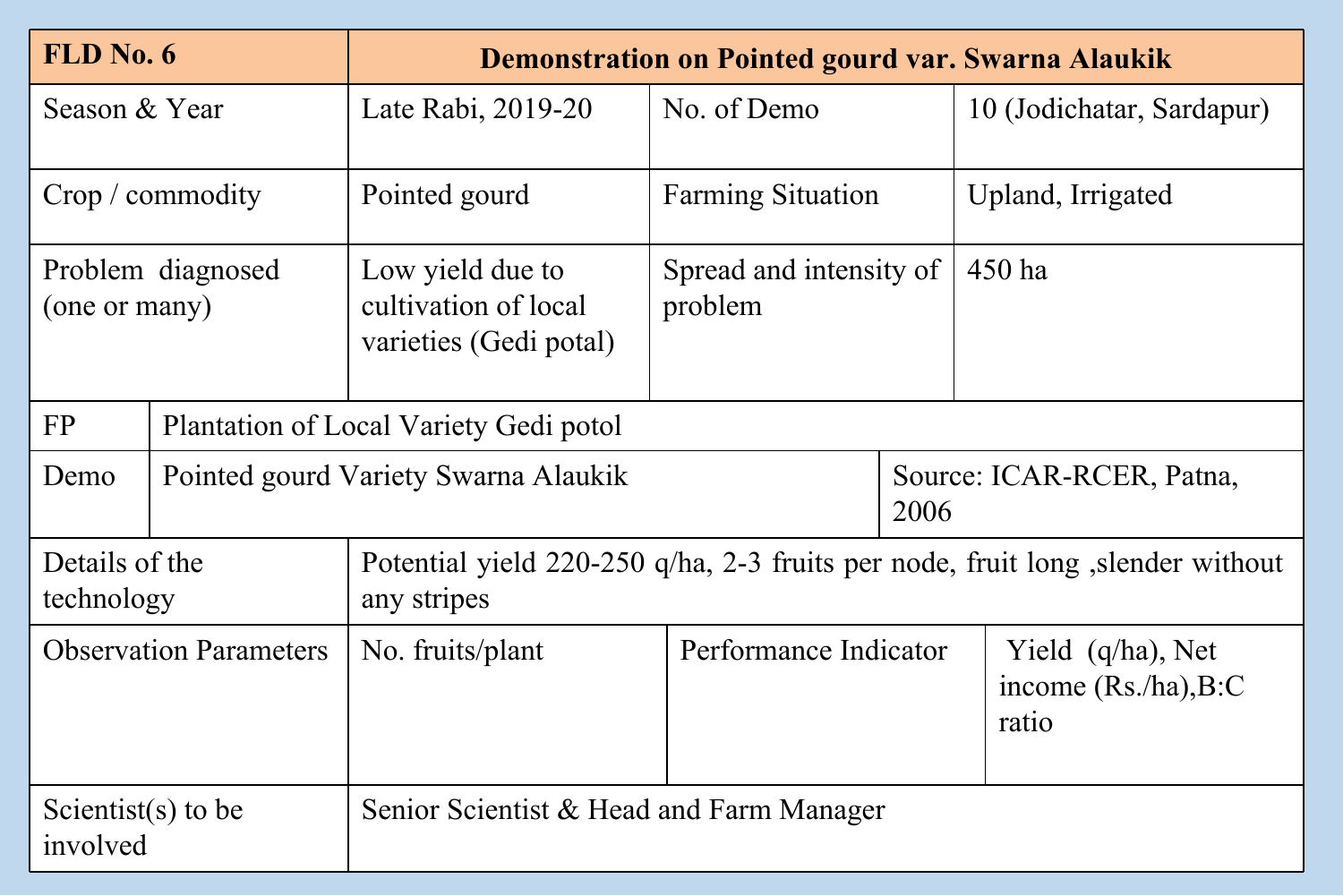| FLD No. 6 | Demonstration on Pointed gourd var. Swarna Alaukik | | |
|---|---|---|---|
| Season & Year | Late Rabi, 2019-20 | No. of Demo | 10 (Jodichatar, Sardapur) |
| Crop / commodity | Pointed gourd | Farming Situation | Upland, Irrigated |
| Problem diagnosed (one or many) | Low yield due to cultivation of local varieties (Gedi potal) | Spread and intensity of problem | 450 ha |
| FP | Plantation of Local Variety Gedi potol | | |
| Demo | Pointed gourd Variety Swarna Alaukik | | Source: ICAR-RCER, Patna, 2006 |
| Details of the technology | Potential yield 220-250 q/ha, 2-3 fruits per node, fruit long ,slender without any stripes | | |
| Observation Parameters | No. fruits/plant | Performance Indicator | Yield (q/ha), Net income (Rs./ha),B:C ratio |
| Scientist(s) to be involved | Senior Scientist & Head and Farm Manager | | |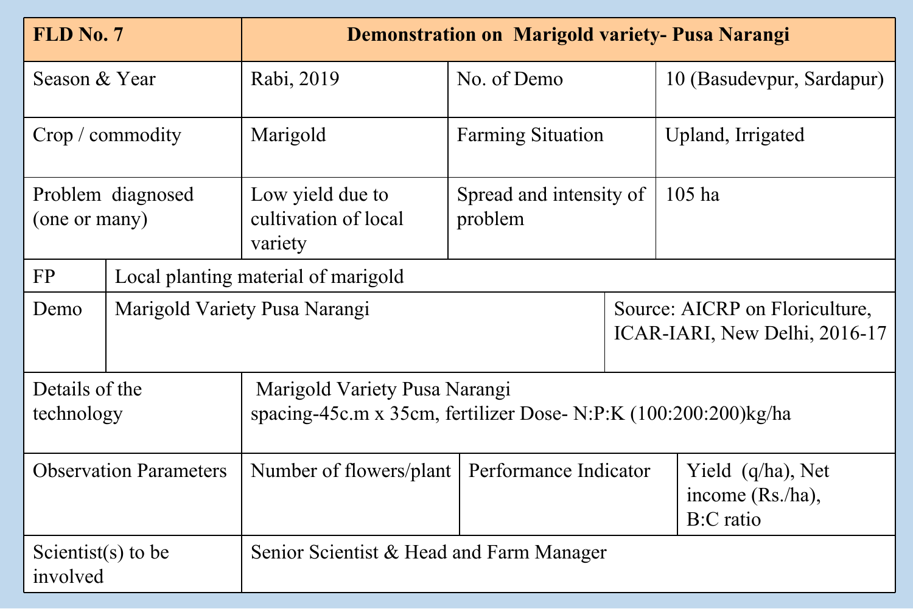| FLD No. 7 | Demonstration on Marigold variety- Pusa Narangi | | |
|---|---|---|---|
| Season & Year | Rabi, 2019 | No. of Demo | 10 (Basudevpur, Sardapur) |
| Crop / commodity | Marigold | Farming Situation | Upland, Irrigated |
| Problem diagnosed (one or many) | Low yield due to cultivation of local variety | Spread and intensity of problem | 105 ha |
| FP | Local planting material of marigold | | |
| Demo | Marigold Variety Pusa Narangi | | Source: AICRP on Floriculture, ICAR-IARI, New Delhi, 2016-17 |
| Details of the technology | Marigold Variety Pusa Narangi spacing-45c.m x 35cm, fertilizer Dose- N:P:K (100:200:200)kg/ha | | |
| Observation Parameters | Number of flowers/plant | Performance Indicator | Yield (q/ha), Net income (Rs./ha), B:C ratio |
| Scientist(s) to be involved | Senior Scientist & Head and Farm Manager | | |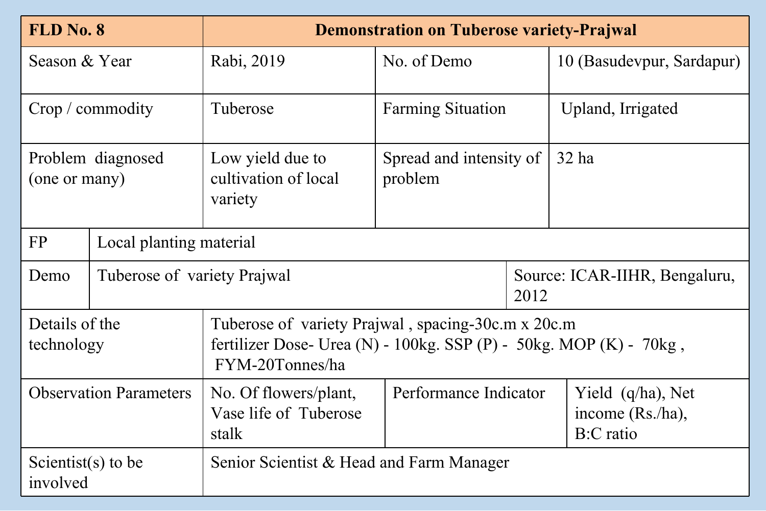| FLD No. 8 | | Demonstration on Tuberose variety-Prajwal | |
|---|---|---|---|
| Season & Year | Rabi, 2019 | No. of Demo | 10 (Basudevpur, Sardapur) |
| Crop / commodity | Tuberose | Farming Situation | Upland, Irrigated |
| Problem diagnosed (one or many) | Low yield due to cultivation of local variety | Spread and intensity of problem | 32 ha |
| FP | Local planting material | | |
| Demo | Tuberose of variety Prajwal | | Source: ICAR-IIHR, Bengaluru, 2012 |
| Details of the technology | Tuberose of variety Prajwal , spacing-30c.m x 20c.m<br>fertilizer Dose- Urea (N) - 100kg. SSP (P) - 50kg. MOP (K) - 70kg ,<br>FYM-20Tonnes/ha | | |
| Observation Parameters | No. Of flowers/plant, Vase life of Tuberose stalk | Performance Indicator | Yield (q/ha), Net income (Rs./ha), B:C ratio |
| Scientist(s) to be involved | Senior Scientist & Head and Farm Manager | | |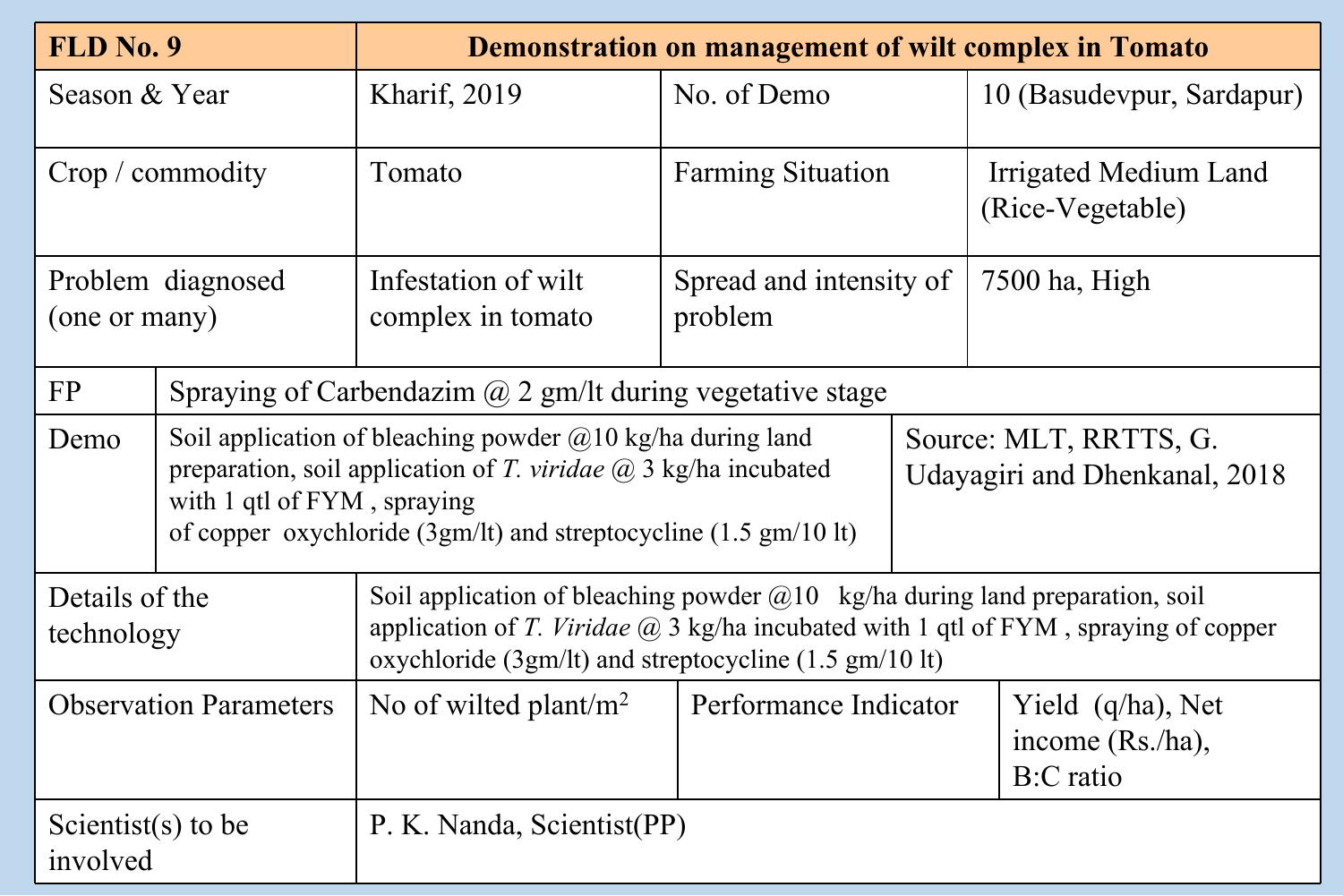| FLD No. 9 | Demonstration on management of wilt complex in Tomato | | |
|---|---|---|---|
| Season & Year | Kharif, 2019 | No. of Demo | 10 (Basudevpur, Sardapur) |
| Crop / commodity | Tomato | Farming Situation | Irrigated Medium Land (Rice-Vegetable) |
| Problem diagnosed (one or many) | Infestation of wilt complex in tomato | Spread and intensity of problem | 7500 ha, High |
| FP | Spraying of Carbendazim @ 2 gm/lt during vegetative stage | | |
| Demo | Soil application of bleaching powder @10 kg/ha during land preparation, soil application of *T. viridae* @ 3 kg/ha incubated with 1 qtl of FYM , spraying of copper oxychloride (3gm/lt) and streptocycline (1.5 gm/10 lt) | Source: MLT, RRTTS, G. Udayagiri and Dhenkanal, 2018 | |
| Details of the technology | Soil application of bleaching powder @10 kg/ha during land preparation, soil application of *T. Viridae* @ 3 kg/ha incubated with 1 qtl of FYM , spraying of copper oxychloride (3gm/lt) and streptocycline (1.5 gm/10 lt) | | |
| Observation Parameters | No of wilted plant/$m^2$ | Performance Indicator | Yield (q/ha), Net income (Rs./ha), B:C ratio |
| Scientist(s) to be involved | P. K. Nanda, Scientist(PP) | | |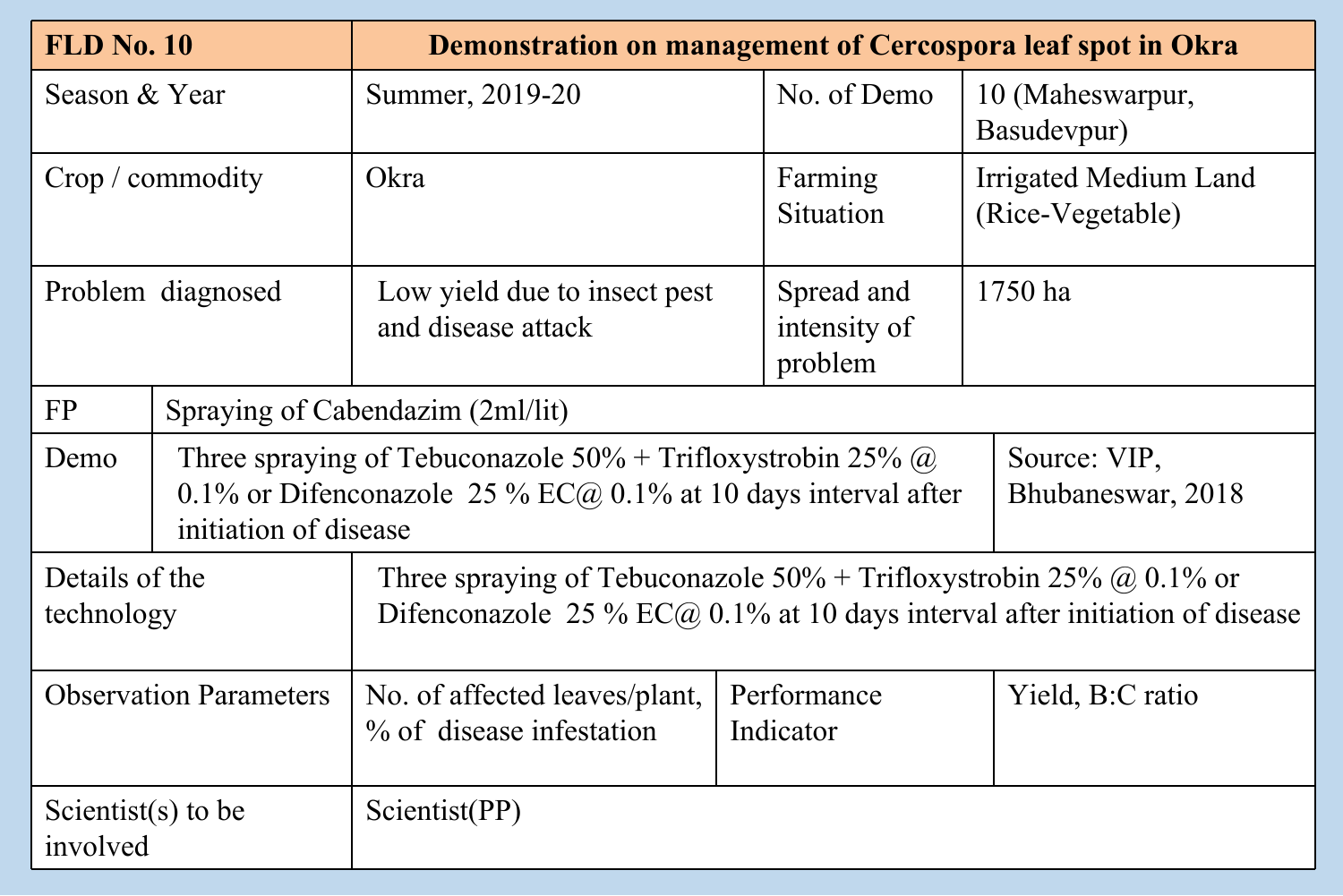| FLD No. 10 | Demonstration on management of Cercospora leaf spot in Okra | | |
|---|---|---|---|
| Season & Year | Summer, 2019-20 | No. of Demo | 10 (Maheswarpur, Basudevpur) |
| Crop / commodity | Okra | Farming Situation | Irrigated Medium Land (Rice-Vegetable) |
| Problem diagnosed | Low yield due to insect pest and disease attack | Spread and intensity of problem | 1750 ha |
| FP | Spraying of Cabendazim (2ml/lit) | | |
| Demo | Three spraying of Tebuconazole 50% + Trifloxystrobin 25% @ 0.1% or Difenconazole 25 % EC@ 0.1% at 10 days interval after initiation of disease | | Source: VIP, Bhubaneswar, 2018 |
| Details of the technology | Three spraying of Tebuconazole 50% + Trifloxystrobin 25% @ 0.1% or Difenconazole 25 % EC@ 0.1% at 10 days interval after initiation of disease | | |
| Observation Parameters | No. of affected leaves/plant, % of disease infestation | Performance Indicator | Yield, B:C ratio |
| Scientist(s) to be involved | Scientist(PP) | | |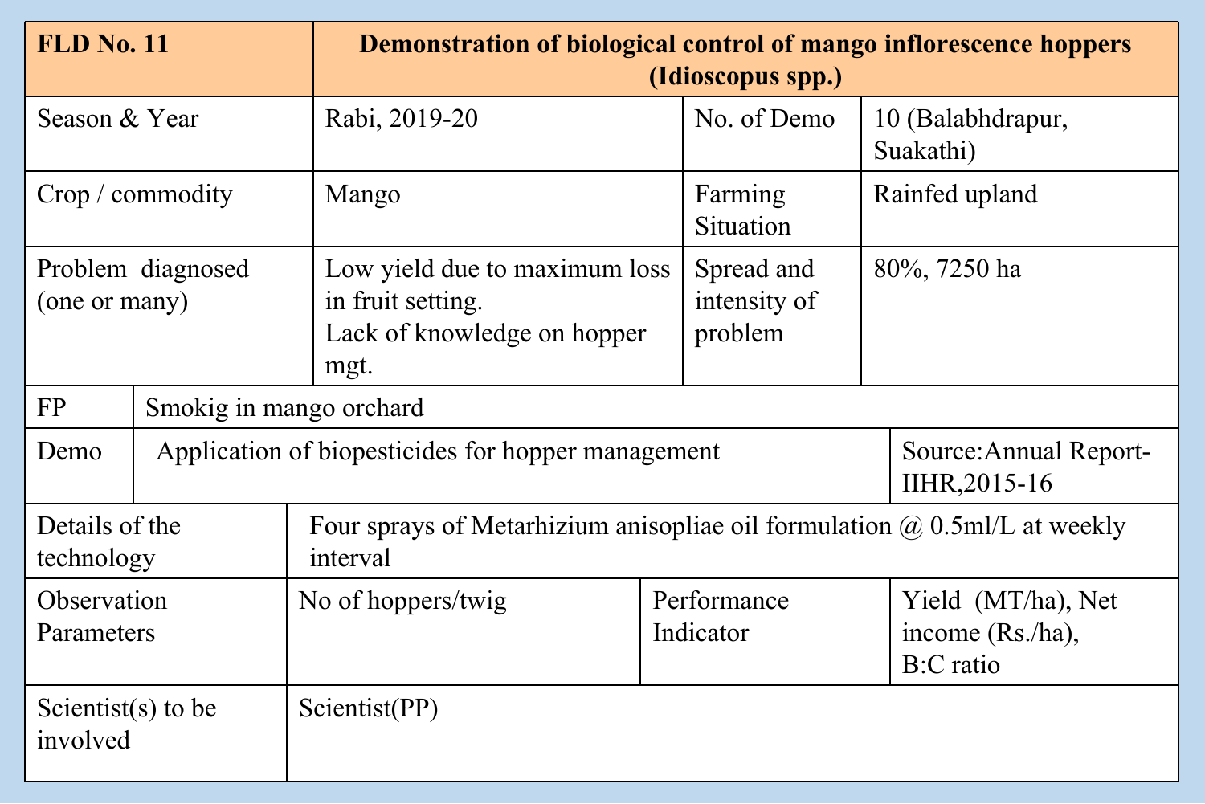| FLD No. 11 | Demonstration of biological control of mango inflorescence hoppers (Idioscopus spp.) | | |
|---|---|---|---|
| Season & Year | Rabi, 2019-20 | No. of Demo | 10 (Balabhdrapur, Suakathi) |
| Crop / commodity | Mango | Farming Situation | Rainfed upland |
| Problem diagnosed (one or many) | Low yield due to maximum loss in fruit setting.<br>Lack of knowledge on hopper mgt. | Spread and intensity of problem | 80%, 7250 ha |
| FP | Smokig in mango orchard | | |
| Demo | Application of biopesticides for hopper management | | Source:Annual Report-IIHR,2015-16 |
| Details of the technology | Four sprays of Metarhizium anisopliae oil formulation @ 0.5ml/L at weekly interval | | |
| Observation Parameters | No of hoppers/twig | Performance Indicator | Yield (MT/ha), Net income (Rs./ha), B:C ratio |
| Scientist(s) to be involved | Scientist(PP) | | |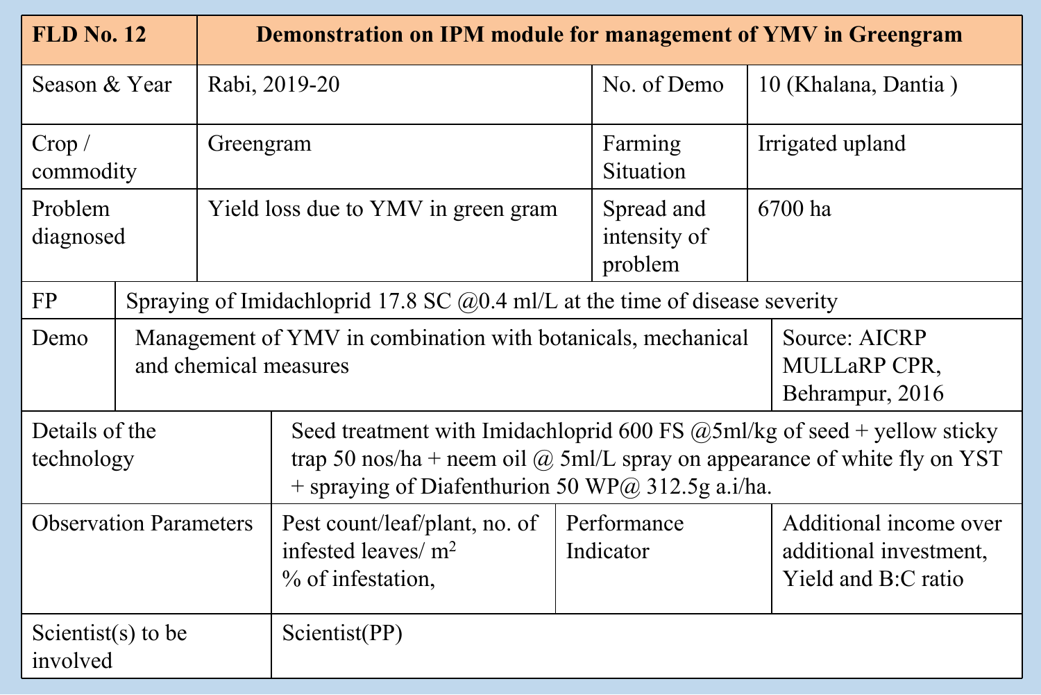| FLD No. 12 | Demonstration on IPM module for management of YMV in Greengram | | |
|---|---|---|---|
| Season & Year | Rabi, 2019-20 | No. of Demo | 10 (Khalana, Dantia ) |
| Crop / commodity | Greengram | Farming Situation | Irrigated upland |
| Problem diagnosed | Yield loss due to YMV in green gram | Spread and intensity of problem | 6700 ha |
| FP | Spraying of Imidachloprid 17.8 SC @0.4 ml/L at the time of disease severity | | |
| Demo | Management of YMV in combination with botanicals, mechanical and chemical measures | | Source: AICRP MULLaRP CPR, Behrampur, 2016 |
| Details of the technology | Seed treatment with Imidachloprid 600 FS @5ml/kg of seed + yellow sticky trap 50 nos/ha + neem oil @ 5ml/L spray on appearance of white fly on YST + spraying of Diafenthurion 50 WP@ 312.5g a.i/ha. | | |
| Observation Parameters | Pest count/leaf/plant, no. of infested leaves/ $m^2$ % of infestation, | Performance Indicator | Additional income over additional investment, Yield and B:C ratio |
| Scientist(s) to be involved | Scientist(PP) | | |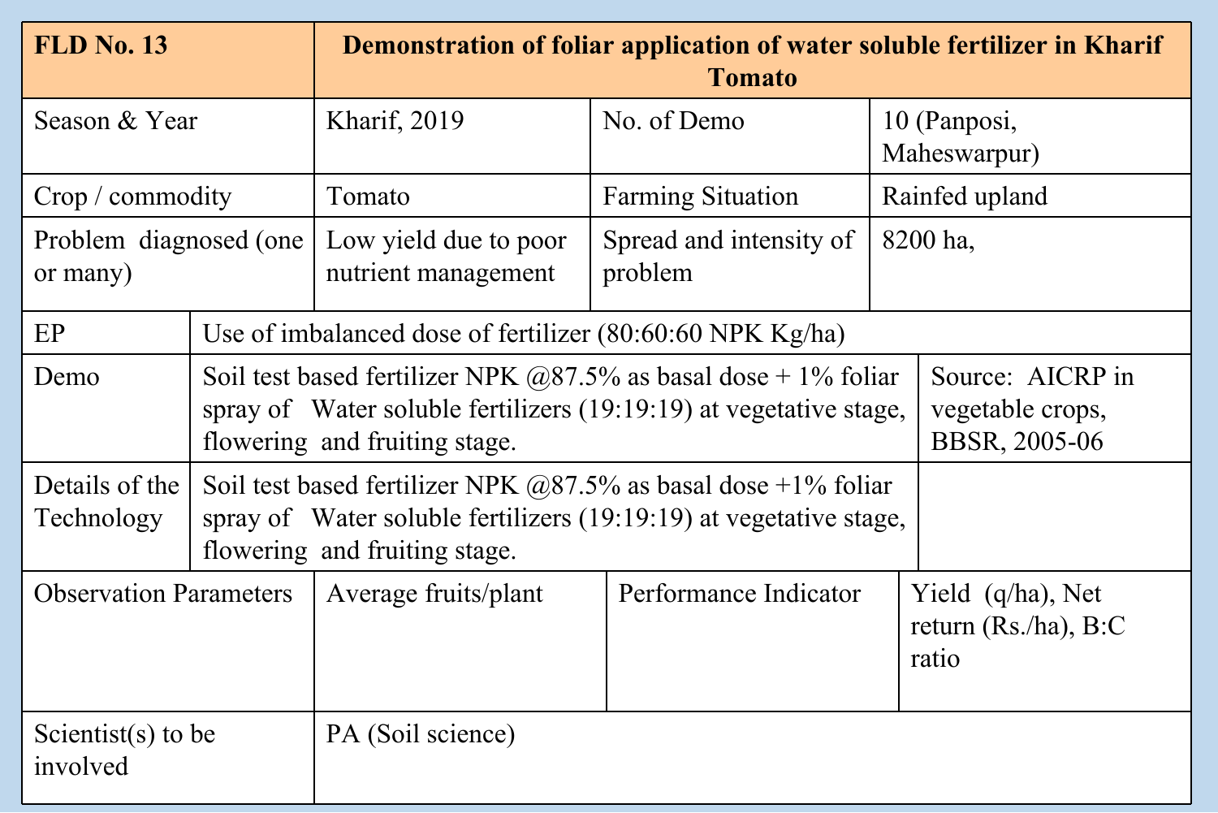| FLD No. 13 | Demonstration of foliar application of water soluble fertilizer in Kharif Tomato | | |
|---|---|---|---|
| Season & Year | Kharif, 2019 | No. of Demo | 10 (Panposi, Maheswarpur) |
| Crop / commodity | Tomato | Farming Situation | Rainfed upland |
| Problem diagnosed (one or many) | Low yield due to poor nutrient management | Spread and intensity of problem | 8200 ha, |
| EP | Use of imbalanced dose of fertilizer (80:60:60 NPK Kg/ha) | | |
| Demo | Soil test based fertilizer NPK @87.5% as basal dose + 1% foliar spray of Water soluble fertilizers (19:19:19) at vegetative stage, flowering and fruiting stage. | | Source: AICRP in vegetable crops, BBSR, 2005-06 |
| Details of the Technology | Soil test based fertilizer NPK @87.5% as basal dose +1% foliar spray of Water soluble fertilizers (19:19:19) at vegetative stage, flowering and fruiting stage. | | |
| Observation Parameters | Average fruits/plant | Performance Indicator | Yield (q/ha), Net return (Rs./ha), B:C ratio |
| Scientist(s) to be involved | PA (Soil science) | | |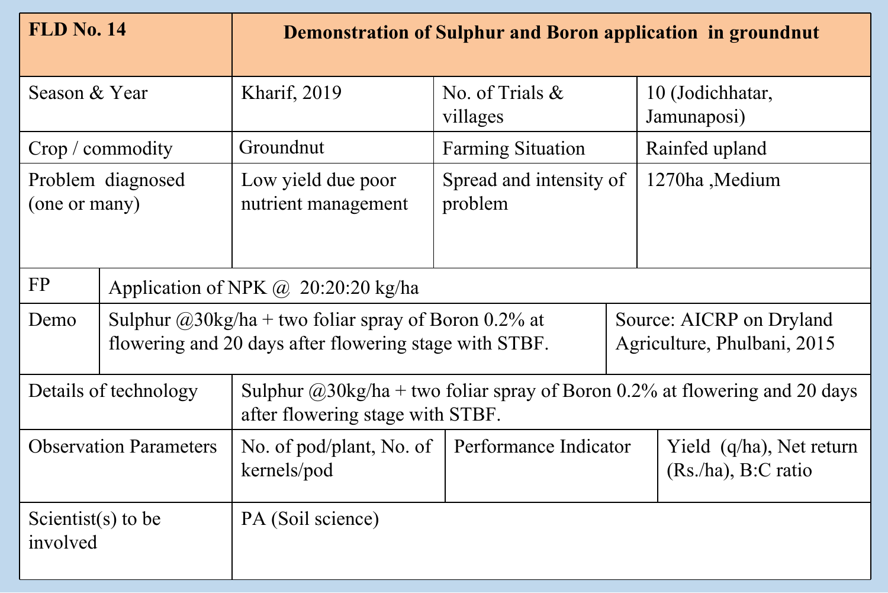| FLD No. 14 | Demonstration of Sulphur and Boron application in groundnut | | |
|---|---|---|---|
| Season & Year | Kharif, 2019 | No. of Trials & villages | 10 (Jodichhatar, Jamunaposi) |
| Crop / commodity | Groundnut | Farming Situation | Rainfed upland |
| Problem diagnosed (one or many) | Low yield due poor nutrient management | Spread and intensity of problem | 1270ha ,Medium |
| FP | Application of NPK @ 20:20:20 kg/ha | | |
| Demo | Sulphur @30kg/ha + two foliar spray of Boron 0.2% at flowering and 20 days after flowering stage with STBF. | | Source: AICRP on Dryland Agriculture, Phulbani, 2015 |
| Details of technology | Sulphur @30kg/ha + two foliar spray of Boron 0.2% at flowering and 20 days after flowering stage with STBF. | | |
| Observation Parameters | No. of pod/plant, No. of kernels/pod | Performance Indicator | Yield (q/ha), Net return (Rs./ha), B:C ratio |
| Scientist(s) to be involved | PA (Soil science) | | |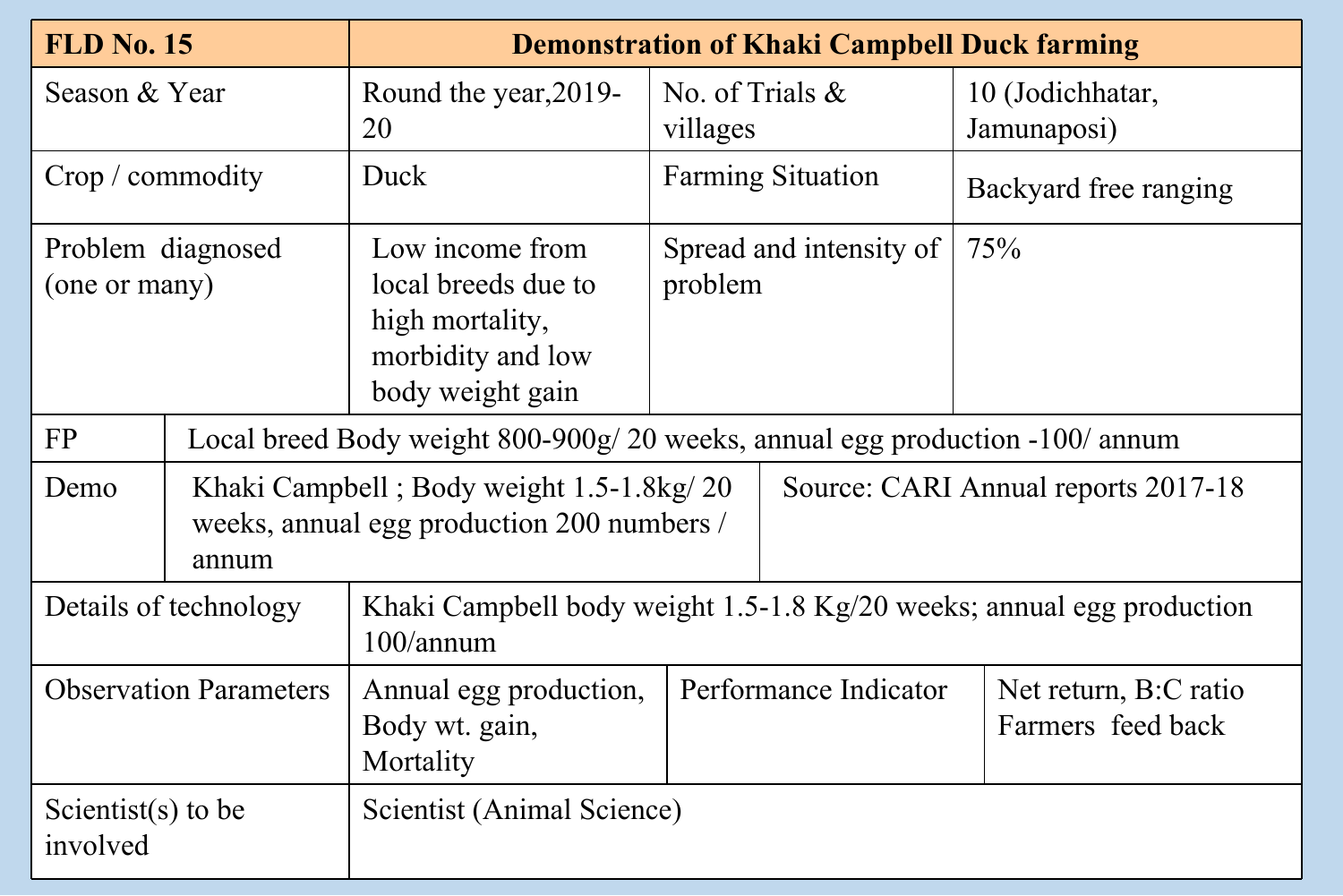| FLD No. 15 | Demonstration of Khaki Campbell Duck farming | | |
|---|---|---|---|
| Season & Year | Round the year,2019-20 | No. of Trials & villages | 10 (Jodichhatar, Jamunaposi) |
| Crop / commodity | Duck | Farming Situation | Backyard free ranging |
| Problem diagnosed (one or many) | Low income from local breeds due to high mortality, morbidity and low body weight gain | Spread and intensity of problem | 75% |
| FP | Local breed Body weight 800-900g/ 20 weeks, annual egg production -100/ annum | | |
| Demo | Khaki Campbell ; Body weight 1.5-1.8kg/ 20 weeks, annual egg production 200 numbers / annum | Source: CARI Annual reports 2017-18 | |
| Details of technology | Khaki Campbell body weight 1.5-1.8 Kg/20 weeks; annual egg production 100/annum | | |
| Observation Parameters | Annual egg production, Body wt. gain, Mortality | Performance Indicator | Net return, B:C ratio Farmers feed back |
| Scientist(s) to be involved | Scientist (Animal Science) | | |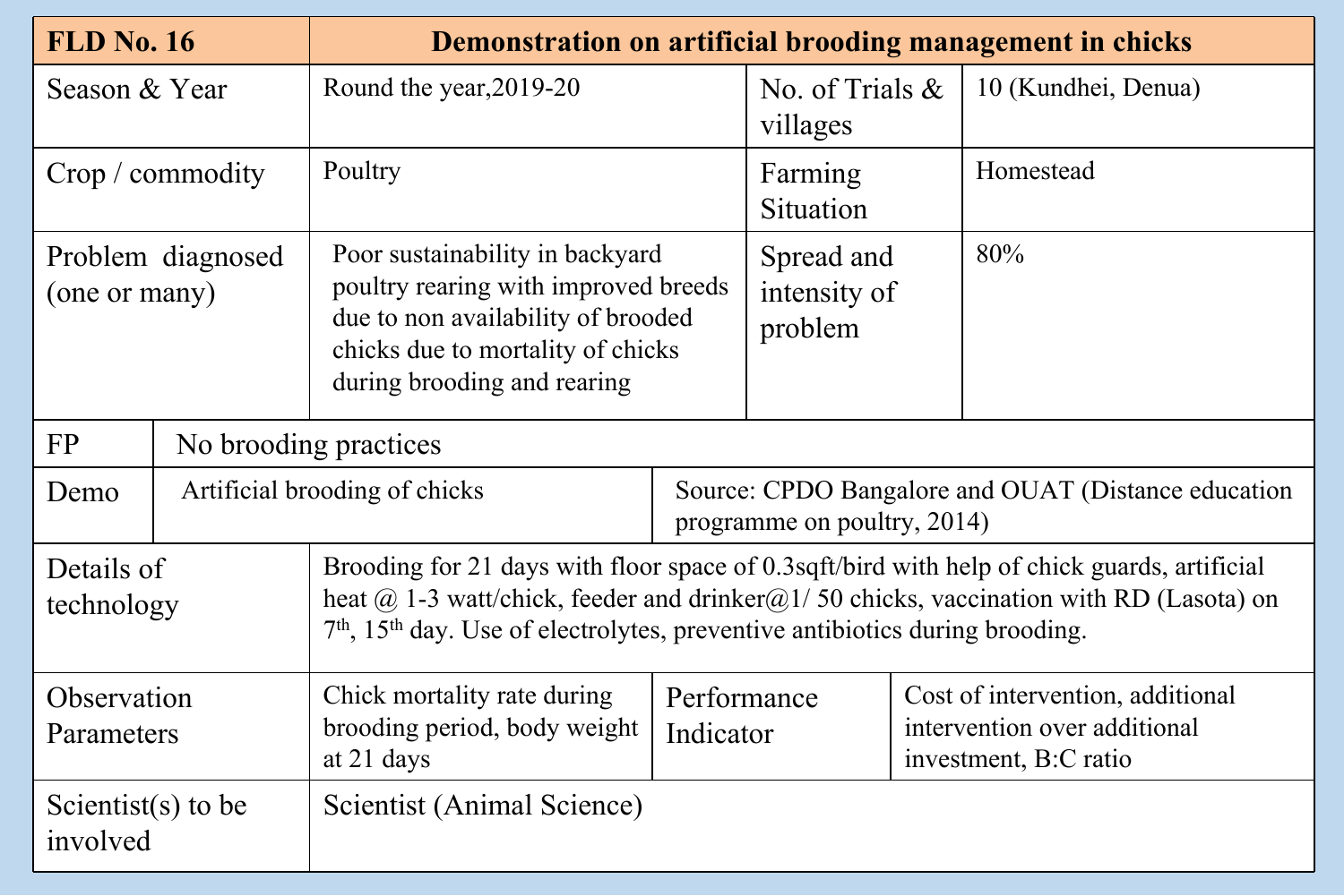| FLD No. 16 | Demonstration on artificial brooding management in chicks | | |
|---|---|---|---|
| Season & Year | Round the year,2019-20 | No. of Trials & villages | 10 (Kundhei, Denua) |
| Crop / commodity | Poultry | Farming Situation | Homestead |
| Problem diagnosed (one or many) | Poor sustainability in backyard poultry rearing with improved breeds due to non availability of brooded chicks due to mortality of chicks during brooding and rearing | Spread and intensity of problem | 80% |
| FP | No brooding practices | | |
| Demo | Artificial brooding of chicks | Source: CPDO Bangalore and OUAT (Distance education programme on poultry, 2014) | |
| Details of technology | Brooding for 21 days with floor space of 0.3sqft/bird with help of chick guards, artificial heat @ 1-3 watt/chick, feeder and drinker@1/ 50 chicks, vaccination with RD (Lasota) on 7th, 15th day. Use of electrolytes, preventive antibiotics during brooding. | | |
| Observation Parameters | Chick mortality rate during brooding period, body weight at 21 days | Performance Indicator | Cost of intervention, additional intervention over additional investment, B:C ratio |
| Scientist(s) to be involved | Scientist (Animal Science) | | |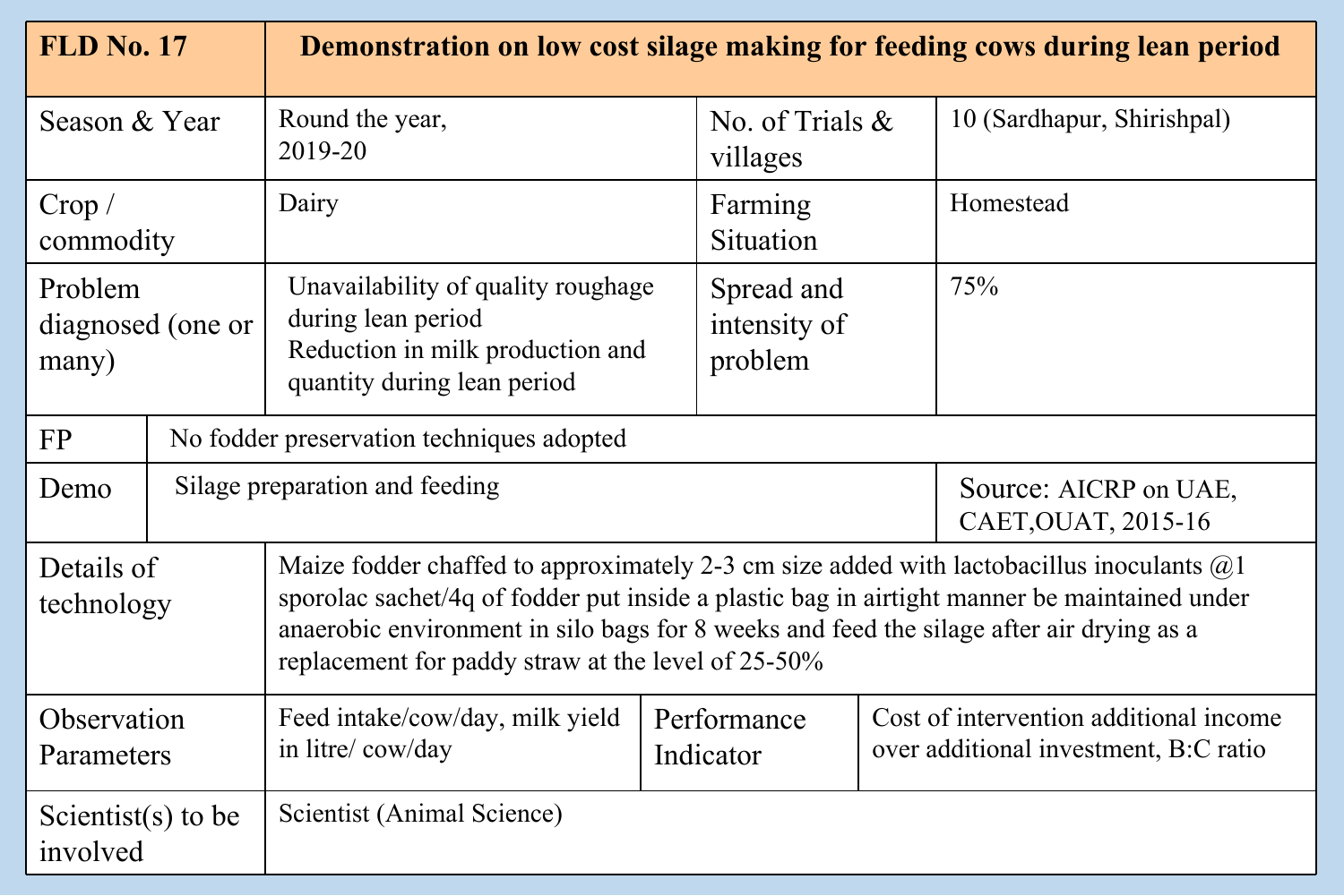| FLD No. 17 | Demonstration on low cost silage making for feeding cows during lean period | | |
|---|---|---|---|
| Season & Year | Round the year, 2019-20 | No. of Trials & villages | 10 (Sardhapur, Shirishpal) |
| Crop / commodity | Dairy | Farming Situation | Homestead |
| Problem diagnosed (one or many) | Unavailability of quality roughage during lean period<br>Reduction in milk production and quantity during lean period | Spread and intensity of problem | 75% |
| FP | No fodder preservation techniques adopted | | |
| Demo | Silage preparation and feeding | | Source: AICRP on UAE, CAET,OUAT, 2015-16 |
| Details of technology | Maize fodder chaffed to approximately 2-3 cm size added with lactobacillus inoculants @1 sporolac sachet/4q of fodder put inside a plastic bag in airtight manner be maintained under anaerobic environment in silo bags for 8 weeks and feed the silage after air drying as a replacement for paddy straw at the level of 25-50% | | |
| Observation Parameters | Feed intake/cow/day, milk yield in litre/ cow/day | Performance Indicator | Cost of intervention additional income over additional investment, B:C ratio |
| Scientist(s) to be involved | Scientist (Animal Science) | | |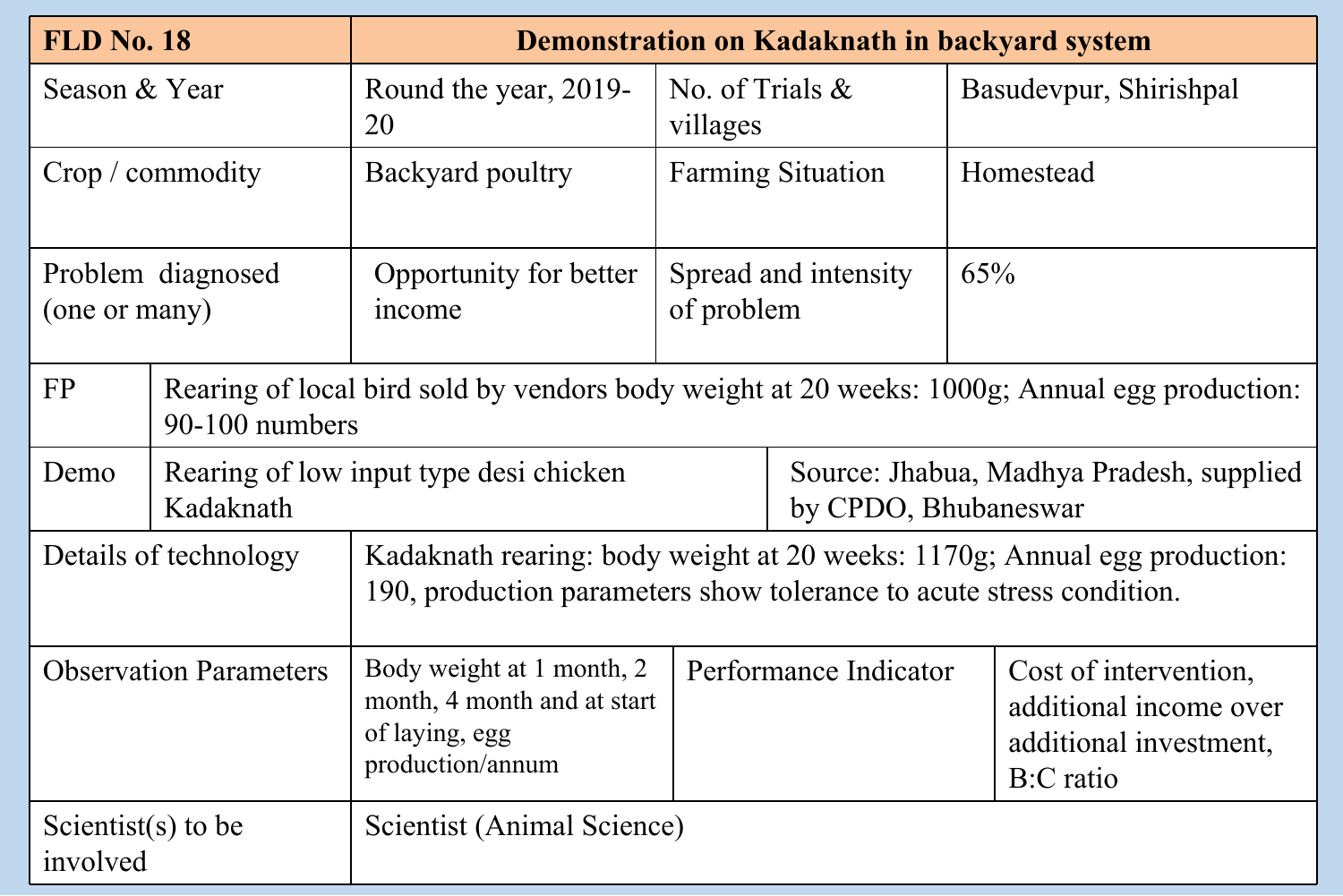| FLD No. 18 | Demonstration on Kadaknath in backyard system | | |
|---|---|---|---|
| Season & Year | Round the year, 2019-20 | No. of Trials & villages | Basudevpur, Shirishpal |
| Crop / commodity | Backyard poultry | Farming Situation | Homestead |
| Problem diagnosed (one or many) | Opportunity for better income | Spread and intensity of problem | 65% |
| FP | Rearing of local bird sold by vendors body weight at 20 weeks: 1000g; Annual egg production: 90-100 numbers | | |
| Demo | Rearing of low input type desi chicken Kadaknath | Source: Jhabua, Madhya Pradesh, supplied by CPDO, Bhubaneswar | |
| Details of technology | Kadaknath rearing: body weight at 20 weeks: 1170g; Annual egg production: 190, production parameters show tolerance to acute stress condition. | | |
| Observation Parameters | Body weight at 1 month, 2 month, 4 month and at start of laying, egg production/annum | Performance Indicator | Cost of intervention, additional income over additional investment, B:C ratio |
| Scientist(s) to be involved | Scientist (Animal Science) | | |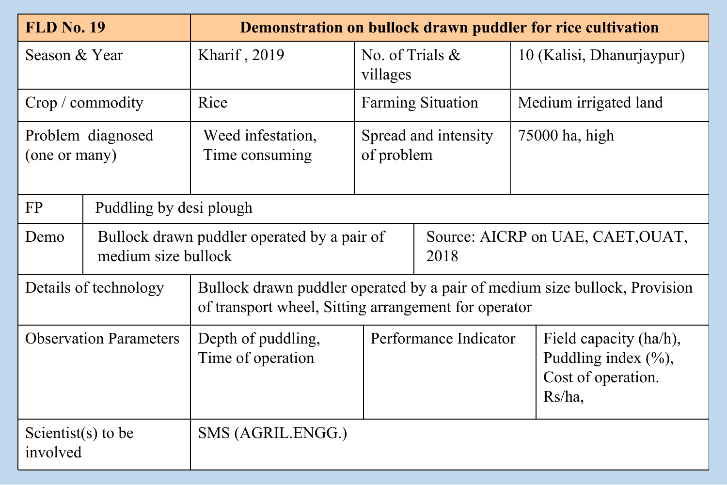| FLD No. 19 | Demonstration on bullock drawn puddler for rice cultivation | | |
|---|---|---|---|
| Season & Year | Kharif , 2019 | No. of Trials & villages | 10 (Kalisi, Dhanurjaypur) |
| Crop / commodity | Rice | Farming Situation | Medium irrigated land |
| Problem diagnosed (one or many) | Weed infestation, Time consuming | Spread and intensity of problem | 75000 ha, high |
| FP | Puddling by desi plough | | |
| Demo | Bullock drawn puddler operated by a pair of medium size bullock | Source: AICRP on UAE, CAET,OUAT, 2018 | |
| Details of technology | Bullock drawn puddler operated by a pair of medium size bullock, Provision of transport wheel, Sitting arrangement for operator | | |
| Observation Parameters | Depth of puddling, Time of operation | Performance Indicator | Field capacity (ha/h), Puddling index (%), Cost of operation. Rs/ha, |
| Scientist(s) to be involved | SMS (AGRIL.ENGG.) | | |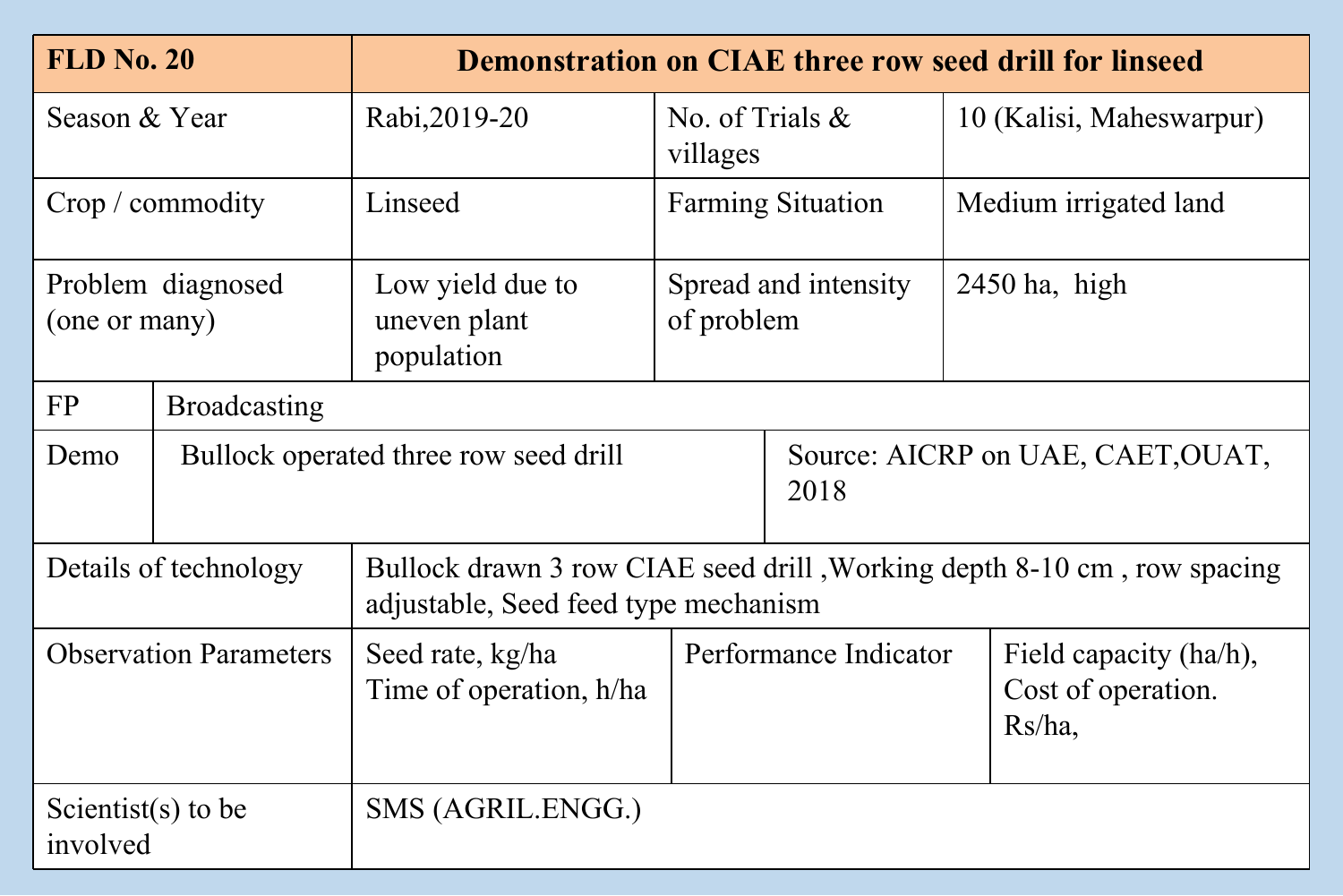| FLD No. 20 | Demonstration on CIAE three row seed drill for linseed | | |
| --- | --- | --- | --- |
| Season & Year | Rabi,2019-20 | No. of Trials & villages | 10 (Kalisi, Maheswarpur) |
| Crop / commodity | Linseed | Farming Situation | Medium irrigated land |
| Problem diagnosed (one or many) | Low yield due to uneven plant population | Spread and intensity of problem | 2450 ha, high |
| FP | Broadcasting | | |
| Demo | Bullock operated three row seed drill | Source: AICRP on UAE, CAET,OUAT, 2018 | |
| Details of technology | Bullock drawn 3 row CIAE seed drill ,Working depth 8-10 cm , row spacing adjustable, Seed feed type mechanism | | |
| Observation Parameters | Seed rate, kg/ha<br>Time of operation, h/ha | Performance Indicator | Field capacity (ha/h), Cost of operation. Rs/ha, |
| Scientist(s) to be involved | SMS (AGRIL.ENGG.) | | |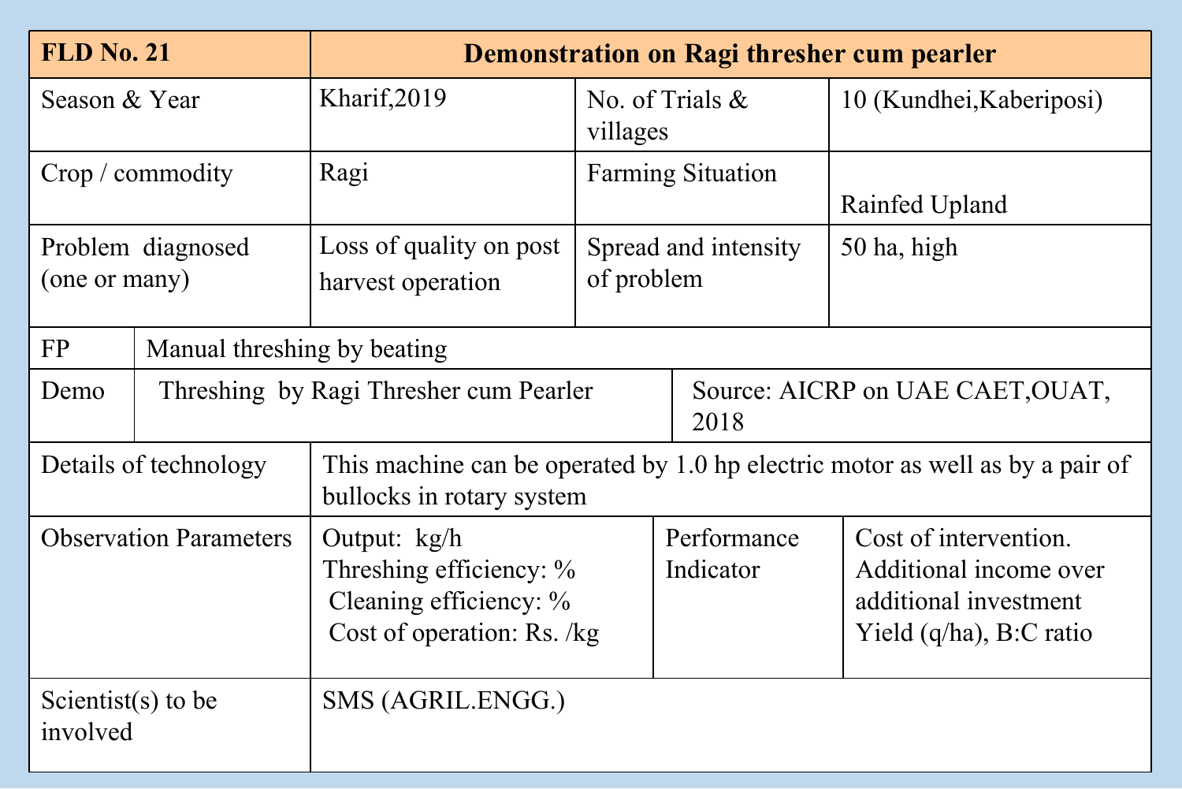| FLD No. 21 | Demonstration on Ragi thresher cum pearler | | |
|---|---|---|---|
| Season & Year | Kharif,2019 | No. of Trials & villages | 10 (Kundhei,Kaberiposi) |
| Crop / commodity | Ragi | Farming Situation | Rainfed Upland |
| Problem diagnosed (one or many) | Loss of quality on post harvest operation | Spread and intensity of problem | 50 ha, high |
| FP | Manual threshing by beating | | |
| Demo | Threshing by Ragi Thresher cum Pearler | Source: AICRP on UAE CAET,OUAT, 2018 | |
| Details of technology | This machine can be operated by 1.0 hp electric motor as well as by a pair of bullocks in rotary system | | |
| Observation Parameters | Output: kg/h<br>Threshing efficiency: %<br>Cleaning efficiency: %<br>Cost of operation: Rs. /kg | Performance Indicator | Cost of intervention.<br>Additional income over additional investment<br>Yield (q/ha), B:C ratio |
| Scientist(s) to be involved | SMS (AGRIL.ENGG.) | | |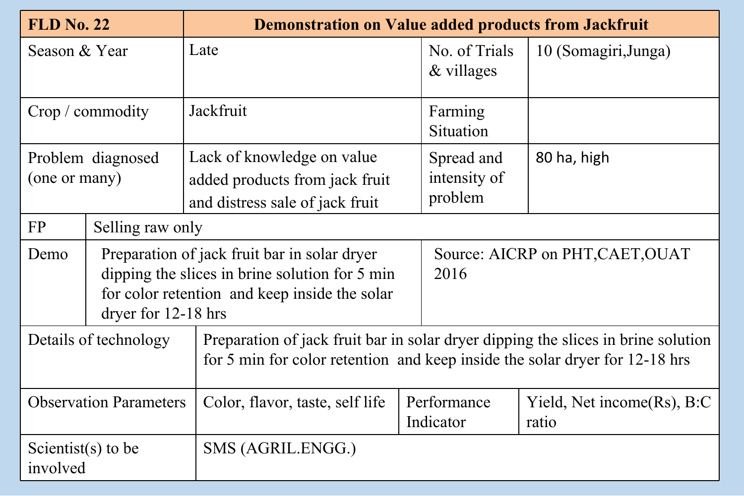| FLD No. 22 | Demonstration on Value added products from Jackfruit | | |
|---|---|---|---|
| Season & Year | Late | No. of Trials & villages | 10 (Somagiri,Junga) |
| Crop / commodity | Jackfruit | Farming Situation | |
| Problem diagnosed (one or many) | Lack of knowledge on value added products from jack fruit and distress sale of jack fruit | Spread and intensity of problem | 80 ha, high |
| FP | Selling raw only | | |
| Demo | Preparation of jack fruit bar in solar dryer dipping the slices in brine solution for 5 min for color retention and keep inside the solar dryer for 12-18 hrs | Source: AICRP on PHT,CAET,OUAT 2016 | |
| Details of technology | Preparation of jack fruit bar in solar dryer dipping the slices in brine solution for 5 min for color retention and keep inside the solar dryer for 12-18 hrs | | |
| Observation Parameters | Color, flavor, taste, self life | Performance Indicator | Yield, Net income(Rs), B:C ratio |
| Scientist(s) to be involved | SMS (AGRIL.ENGG.) | | |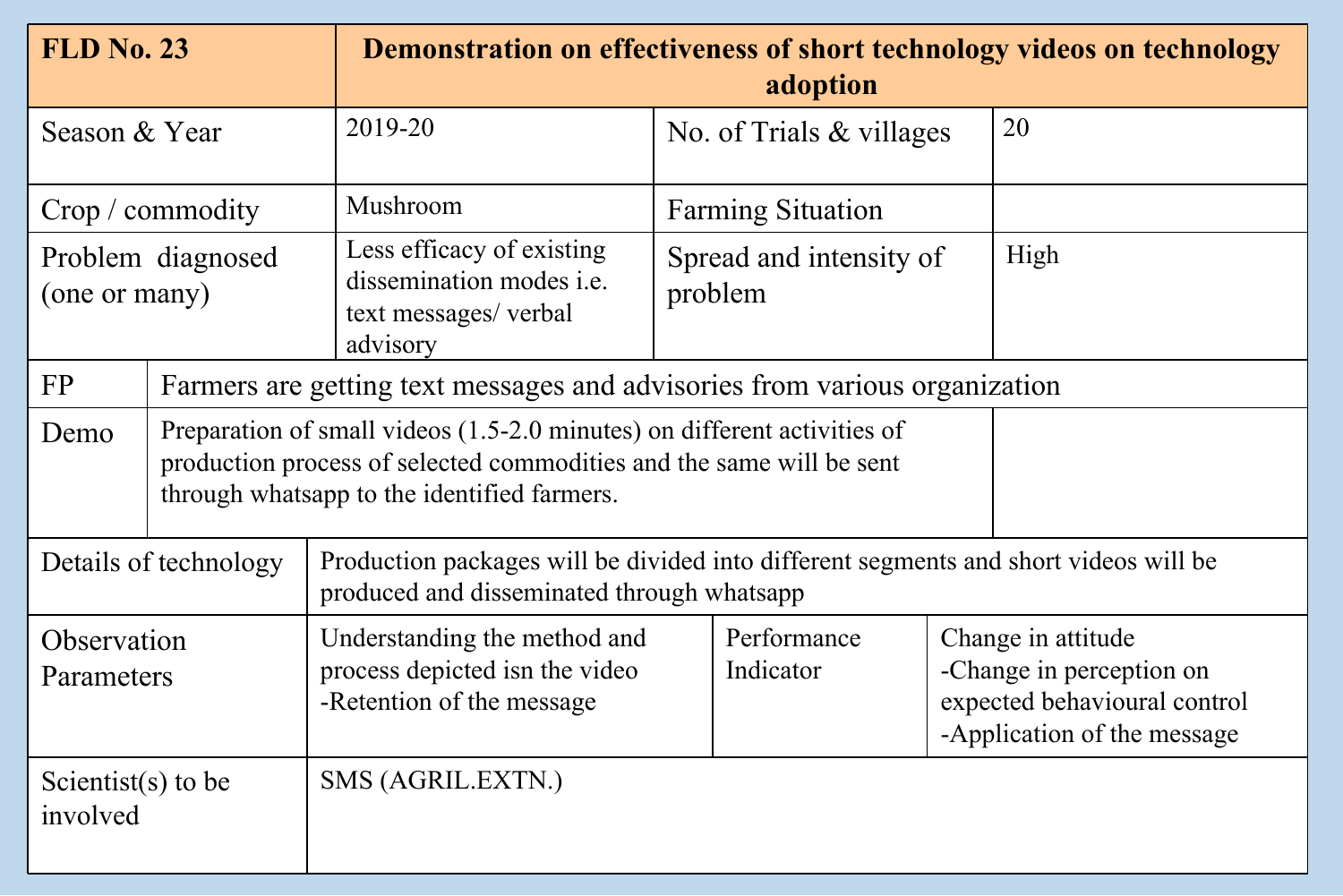| FLD No. 23 | Demonstration on effectiveness of short technology videos on technology adoption | | |
|---|---|---|---|
| Season & Year | 2019-20 | No. of Trials & villages | 20 |
| Crop / commodity | Mushroom | Farming Situation | |
| Problem diagnosed (one or many) | Less efficacy of existing dissemination modes i.e. text messages/ verbal advisory | Spread and intensity of problem | High |
| FP | Farmers are getting text messages and advisories from various organization | | |
| Demo | Preparation of small videos (1.5-2.0 minutes) on different activities of production process of selected commodities and the same will be sent through whatsapp to the identified farmers. | | |
| Details of technology | Production packages will be divided into different segments and short videos will be produced and disseminated through whatsapp | | |
| Observation Parameters | Understanding the method and process depicted isn the video<br>-Retention of the message | Performance Indicator | Change in attitude<br>-Change in perception on expected behavioural control<br>-Application of the message |
| Scientist(s) to be involved | SMS (AGRIL.EXTN.) | | |